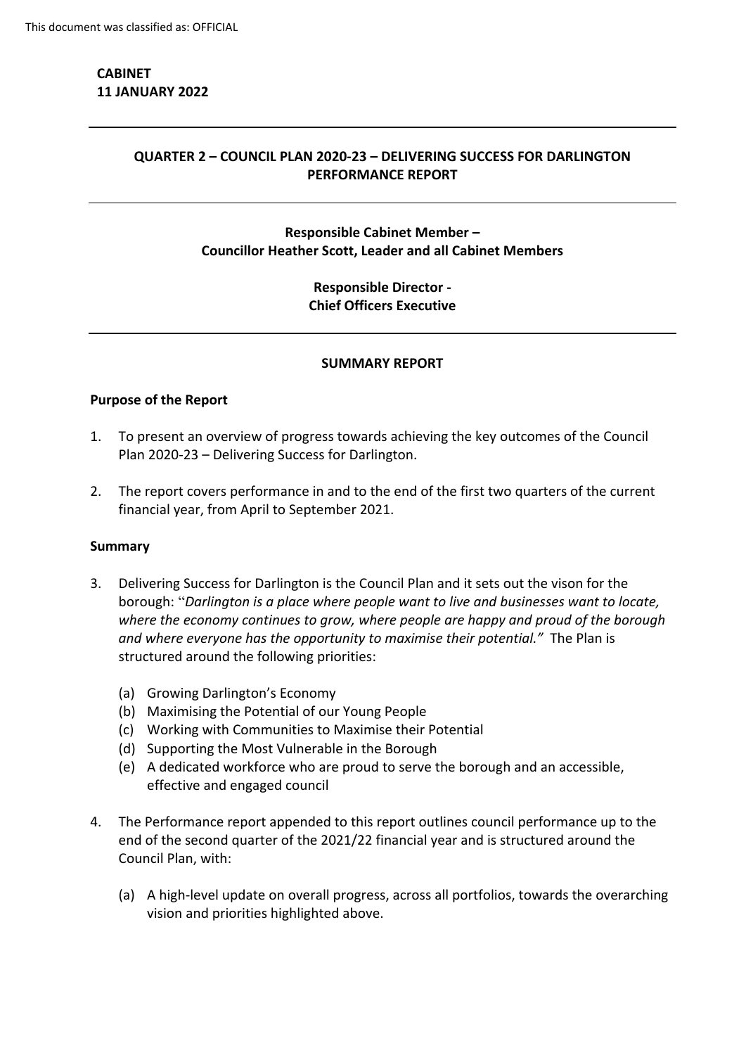This document was classified as: OFFICIAL

**CABINET**
**11 JANUARY 2022**

---

## QUARTER 2 – COUNCIL PLAN 2020-23 – DELIVERING SUCCESS FOR DARLINGTON PERFORMANCE REPORT

---

**Responsible Cabinet Member –**
**Councillor Heather Scott, Leader and all Cabinet Members**

**Responsible Director -**
**Chief Officers Executive**

---

### SUMMARY REPORT

**Purpose of the Report**

1. To present an overview of progress towards achieving the key outcomes of the Council Plan 2020-23 – Delivering Success for Darlington.

2. The report covers performance in and to the end of the first two quarters of the current financial year, from April to September 2021.

**Summary**

3. Delivering Success for Darlington is the Council Plan and it sets out the vison for the borough: "*Darlington is a place where people want to live and businesses want to locate, where the economy continues to grow, where people are happy and proud of the borough and where everyone has the opportunity to maximise their potential."* The Plan is structured around the following priorities:

    (a) Growing Darlington's Economy
    (b) Maximising the Potential of our Young People
    (c) Working with Communities to Maximise their Potential
    (d) Supporting the Most Vulnerable in the Borough
    (e) A dedicated workforce who are proud to serve the borough and an accessible, effective and engaged council

4. The Performance report appended to this report outlines council performance up to the end of the second quarter of the 2021/22 financial year and is structured around the Council Plan, with:

    (a) A high-level update on overall progress, across all portfolios, towards the overarching vision and priorities highlighted above.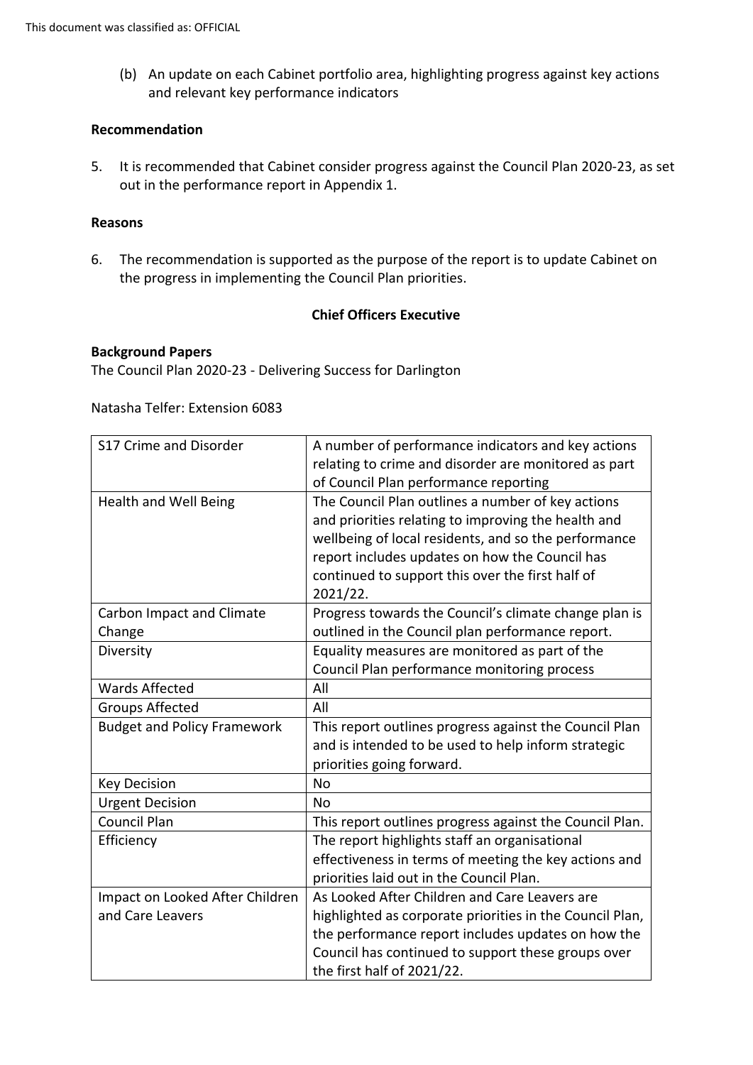(b) An update on each Cabinet portfolio area, highlighting progress against key actions and relevant key performance indicators

**Recommendation**

5. It is recommended that Cabinet consider progress against the Council Plan 2020-23, as set out in the performance report in Appendix 1.

**Reasons**

6. The recommendation is supported as the purpose of the report is to update Cabinet on the progress in implementing the Council Plan priorities.

**Chief Officers Executive**

**Background Papers**
The Council Plan 2020-23 - Delivering Success for Darlington

Natasha Telfer: Extension 6083

| | |
|---|---|
| S17 Crime and Disorder | A number of performance indicators and key actions relating to crime and disorder are monitored as part of Council Plan performance reporting |
| Health and Well Being | The Council Plan outlines a number of key actions and priorities relating to improving the health and wellbeing of local residents, and so the performance report includes updates on how the Council has continued to support this over the first half of 2021/22. |
| Carbon Impact and Climate Change | Progress towards the Council's climate change plan is outlined in the Council plan performance report. |
| Diversity | Equality measures are monitored as part of the Council Plan performance monitoring process |
| Wards Affected | All |
| Groups Affected | All |
| Budget and Policy Framework | This report outlines progress against the Council Plan and is intended to be used to help inform strategic priorities going forward. |
| Key Decision | No |
| Urgent Decision | No |
| Council Plan | This report outlines progress against the Council Plan. |
| Efficiency | The report highlights staff an organisational effectiveness in terms of meeting the key actions and priorities laid out in the Council Plan. |
| Impact on Looked After Children and Care Leavers | As Looked After Children and Care Leavers are highlighted as corporate priorities in the Council Plan, the performance report includes updates on how the Council has continued to support these groups over the first half of 2021/22. |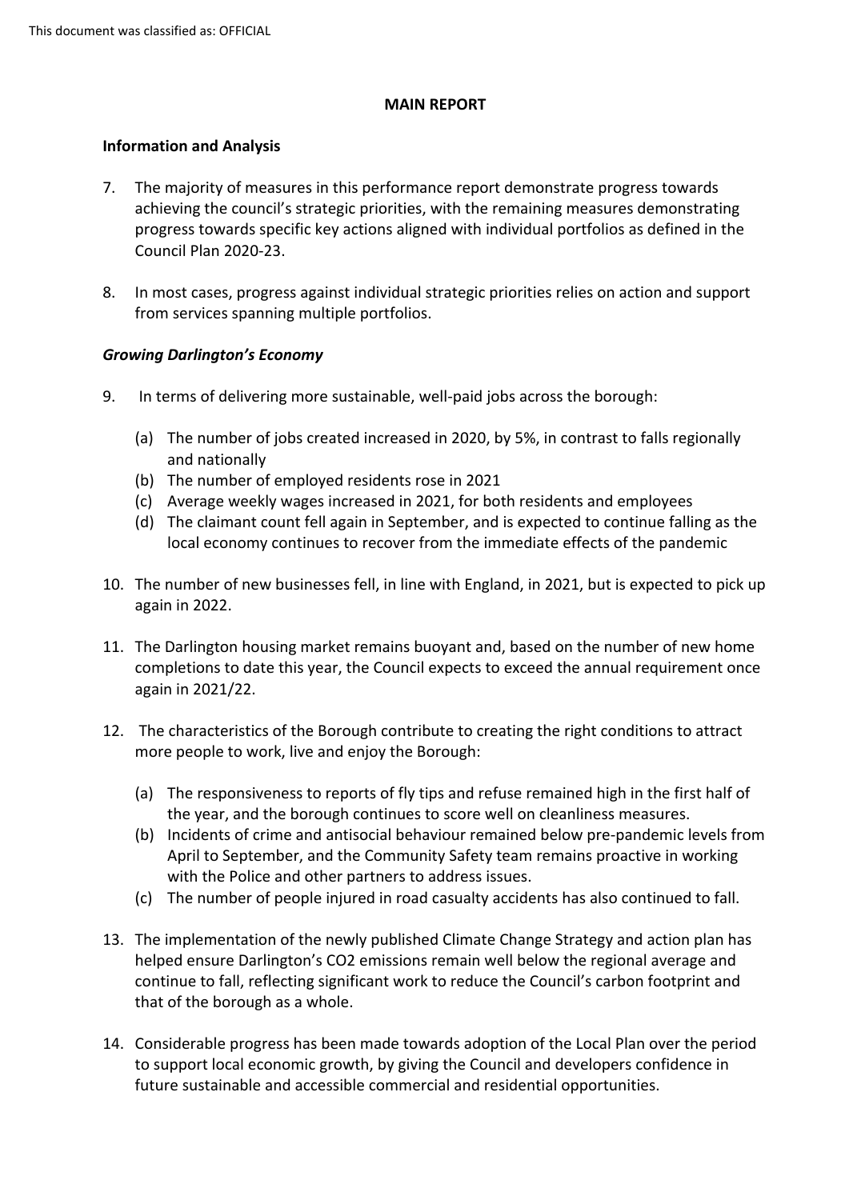This document was classified as: OFFICIAL

**MAIN REPORT**

**Information and Analysis**

7. The majority of measures in this performance report demonstrate progress towards achieving the council's strategic priorities, with the remaining measures demonstrating progress towards specific key actions aligned with individual portfolios as defined in the Council Plan 2020-23.

8. In most cases, progress against individual strategic priorities relies on action and support from services spanning multiple portfolios.

***Growing Darlington's Economy***

9. In terms of delivering more sustainable, well-paid jobs across the borough:

   (a) The number of jobs created increased in 2020, by 5%, in contrast to falls regionally and nationally
   (b) The number of employed residents rose in 2021
   (c) Average weekly wages increased in 2021, for both residents and employees
   (d) The claimant count fell again in September, and is expected to continue falling as the local economy continues to recover from the immediate effects of the pandemic

10. The number of new businesses fell, in line with England, in 2021, but is expected to pick up again in 2022.

11. The Darlington housing market remains buoyant and, based on the number of new home completions to date this year, the Council expects to exceed the annual requirement once again in 2021/22.

12. The characteristics of the Borough contribute to creating the right conditions to attract more people to work, live and enjoy the Borough:

   (a) The responsiveness to reports of fly tips and refuse remained high in the first half of the year, and the borough continues to score well on cleanliness measures.
   (b) Incidents of crime and antisocial behaviour remained below pre-pandemic levels from April to September, and the Community Safety team remains proactive in working with the Police and other partners to address issues.
   (c) The number of people injured in road casualty accidents has also continued to fall.

13. The implementation of the newly published Climate Change Strategy and action plan has helped ensure Darlington's $CO_2$ emissions remain well below the regional average and continue to fall, reflecting significant work to reduce the Council's carbon footprint and that of the borough as a whole.

14. Considerable progress has been made towards adoption of the Local Plan over the period to support local economic growth, by giving the Council and developers confidence in future sustainable and accessible commercial and residential opportunities.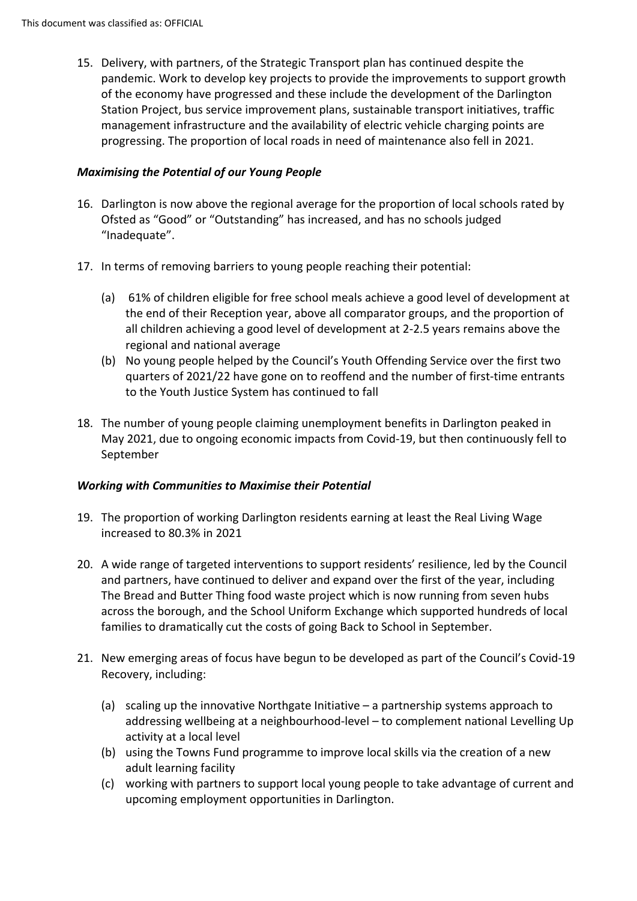15. Delivery, with partners, of the Strategic Transport plan has continued despite the pandemic. Work to develop key projects to provide the improvements to support growth of the economy have progressed and these include the development of the Darlington Station Project, bus service improvement plans, sustainable transport initiatives, traffic management infrastructure and the availability of electric vehicle charging points are progressing. The proportion of local roads in need of maintenance also fell in 2021.

***Maximising the Potential of our Young People***

16. Darlington is now above the regional average for the proportion of local schools rated by Ofsted as "Good" or "Outstanding" has increased, and has no schools judged "Inadequate".

17. In terms of removing barriers to young people reaching their potential:

    (a) 61% of children eligible for free school meals achieve a good level of development at the end of their Reception year, above all comparator groups, and the proportion of all children achieving a good level of development at 2-2.5 years remains above the regional and national average
    (b) No young people helped by the Council's Youth Offending Service over the first two quarters of 2021/22 have gone on to reoffend and the number of first-time entrants to the Youth Justice System has continued to fall

18. The number of young people claiming unemployment benefits in Darlington peaked in May 2021, due to ongoing economic impacts from Covid-19, but then continuously fell to September

***Working with Communities to Maximise their Potential***

19. The proportion of working Darlington residents earning at least the Real Living Wage increased to 80.3% in 2021

20. A wide range of targeted interventions to support residents' resilience, led by the Council and partners, have continued to deliver and expand over the first of the year, including The Bread and Butter Thing food waste project which is now running from seven hubs across the borough, and the School Uniform Exchange which supported hundreds of local families to dramatically cut the costs of going Back to School in September.

21. New emerging areas of focus have begun to be developed as part of the Council's Covid-19 Recovery, including:

    (a) scaling up the innovative Northgate Initiative – a partnership systems approach to addressing wellbeing at a neighbourhood-level – to complement national Levelling Up activity at a local level
    (b) using the Towns Fund programme to improve local skills via the creation of a new adult learning facility
    (c) working with partners to support local young people to take advantage of current and upcoming employment opportunities in Darlington.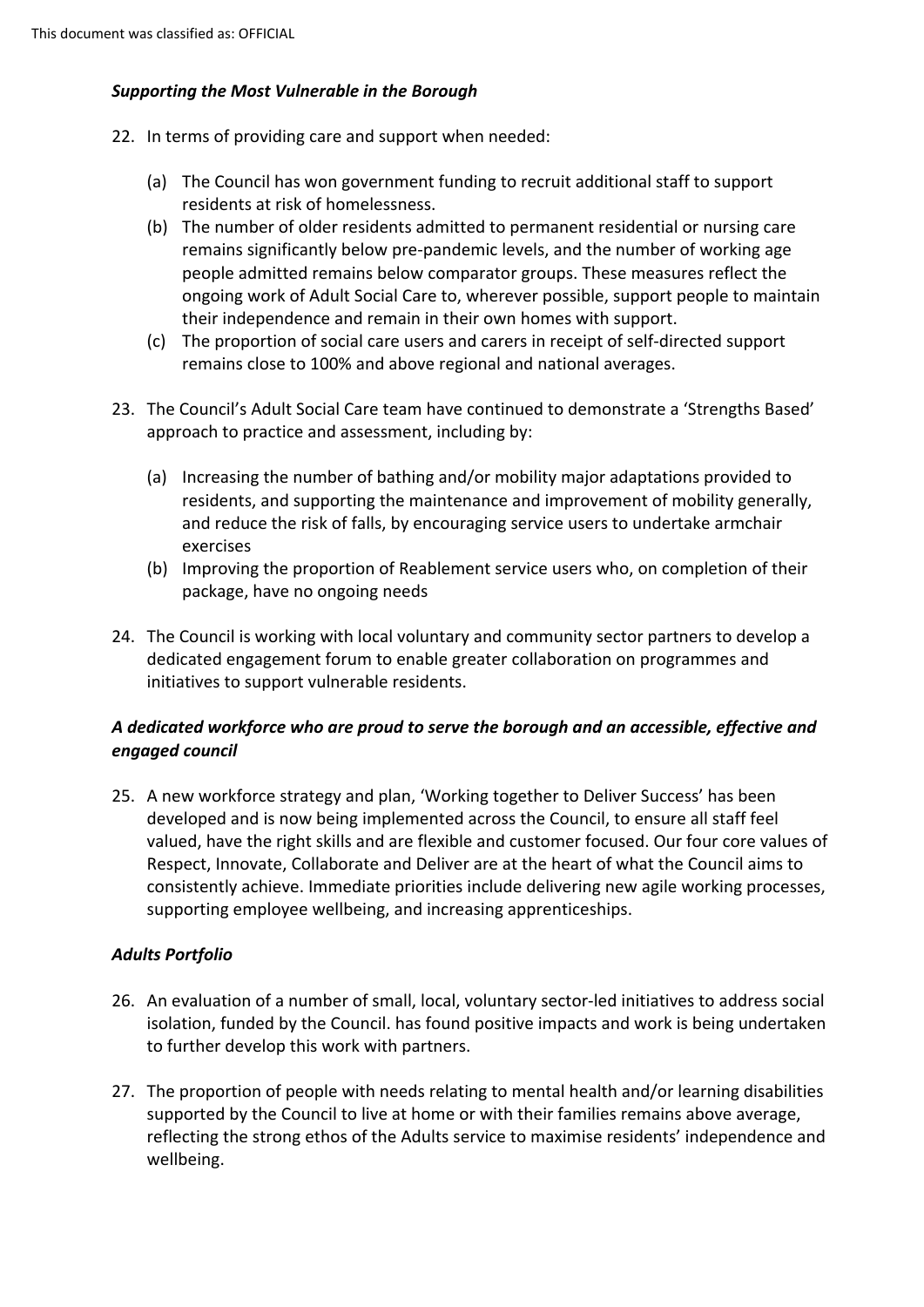***Supporting the Most Vulnerable in the Borough***

22. In terms of providing care and support when needed:

    (a) The Council has won government funding to recruit additional staff to support residents at risk of homelessness.

    (b) The number of older residents admitted to permanent residential or nursing care remains significantly below pre-pandemic levels, and the number of working age people admitted remains below comparator groups. These measures reflect the ongoing work of Adult Social Care to, wherever possible, support people to maintain their independence and remain in their own homes with support.

    (c) The proportion of social care users and carers in receipt of self-directed support remains close to 100% and above regional and national averages.

23. The Council's Adult Social Care team have continued to demonstrate a 'Strengths Based' approach to practice and assessment, including by:

    (a) Increasing the number of bathing and/or mobility major adaptations provided to residents, and supporting the maintenance and improvement of mobility generally, and reduce the risk of falls, by encouraging service users to undertake armchair exercises

    (b) Improving the proportion of Reablement service users who, on completion of their package, have no ongoing needs

24. The Council is working with local voluntary and community sector partners to develop a dedicated engagement forum to enable greater collaboration on programmes and initiatives to support vulnerable residents.

***A dedicated workforce who are proud to serve the borough and an accessible, effective and engaged council***

25. A new workforce strategy and plan, 'Working together to Deliver Success' has been developed and is now being implemented across the Council, to ensure all staff feel valued, have the right skills and are flexible and customer focused. Our four core values of Respect, Innovate, Collaborate and Deliver are at the heart of what the Council aims to consistently achieve. Immediate priorities include delivering new agile working processes, supporting employee wellbeing, and increasing apprenticeships.

***Adults Portfolio***

26. An evaluation of a number of small, local, voluntary sector-led initiatives to address social isolation, funded by the Council. has found positive impacts and work is being undertaken to further develop this work with partners.

27. The proportion of people with needs relating to mental health and/or learning disabilities supported by the Council to live at home or with their families remains above average, reflecting the strong ethos of the Adults service to maximise residents' independence and wellbeing.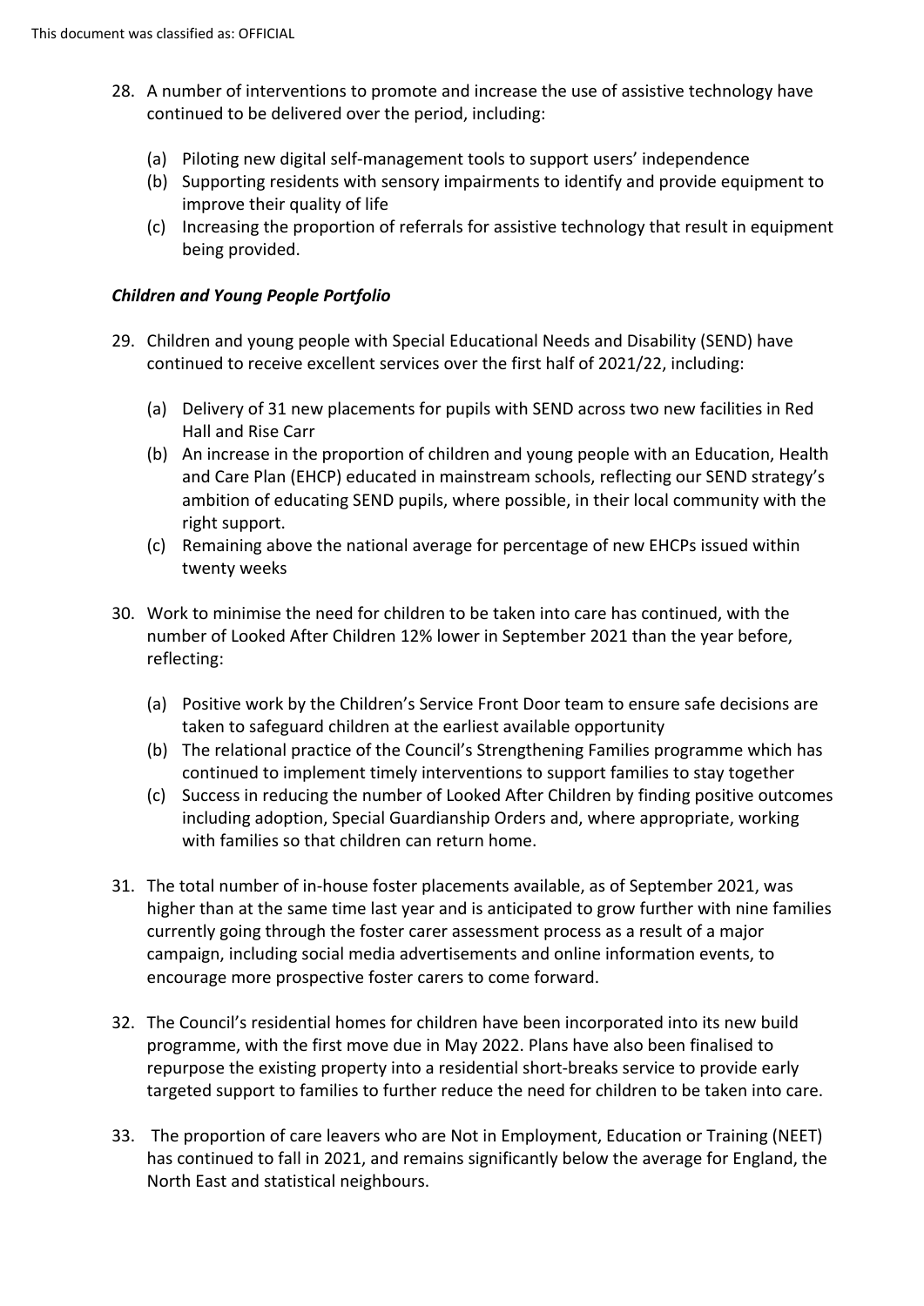28. A number of interventions to promote and increase the use of assistive technology have continued to be delivered over the period, including:

    (a) Piloting new digital self-management tools to support users' independence
    (b) Supporting residents with sensory impairments to identify and provide equipment to improve their quality of life
    (c) Increasing the proportion of referrals for assistive technology that result in equipment being provided.

***Children and Young People Portfolio***

29. Children and young people with Special Educational Needs and Disability (SEND) have continued to receive excellent services over the first half of 2021/22, including:

    (a) Delivery of 31 new placements for pupils with SEND across two new facilities in Red Hall and Rise Carr
    (b) An increase in the proportion of children and young people with an Education, Health and Care Plan (EHCP) educated in mainstream schools, reflecting our SEND strategy's ambition of educating SEND pupils, where possible, in their local community with the right support.
    (c) Remaining above the national average for percentage of new EHCPs issued within twenty weeks

30. Work to minimise the need for children to be taken into care has continued, with the number of Looked After Children 12% lower in September 2021 than the year before, reflecting:

    (a) Positive work by the Children's Service Front Door team to ensure safe decisions are taken to safeguard children at the earliest available opportunity
    (b) The relational practice of the Council's Strengthening Families programme which has continued to implement timely interventions to support families to stay together
    (c) Success in reducing the number of Looked After Children by finding positive outcomes including adoption, Special Guardianship Orders and, where appropriate, working with families so that children can return home.

31. The total number of in-house foster placements available, as of September 2021, was higher than at the same time last year and is anticipated to grow further with nine families currently going through the foster carer assessment process as a result of a major campaign, including social media advertisements and online information events, to encourage more prospective foster carers to come forward.

32. The Council's residential homes for children have been incorporated into its new build programme, with the first move due in May 2022. Plans have also been finalised to repurpose the existing property into a residential short-breaks service to provide early targeted support to families to further reduce the need for children to be taken into care.

33. The proportion of care leavers who are Not in Employment, Education or Training (NEET) has continued to fall in 2021, and remains significantly below the average for England, the North East and statistical neighbours.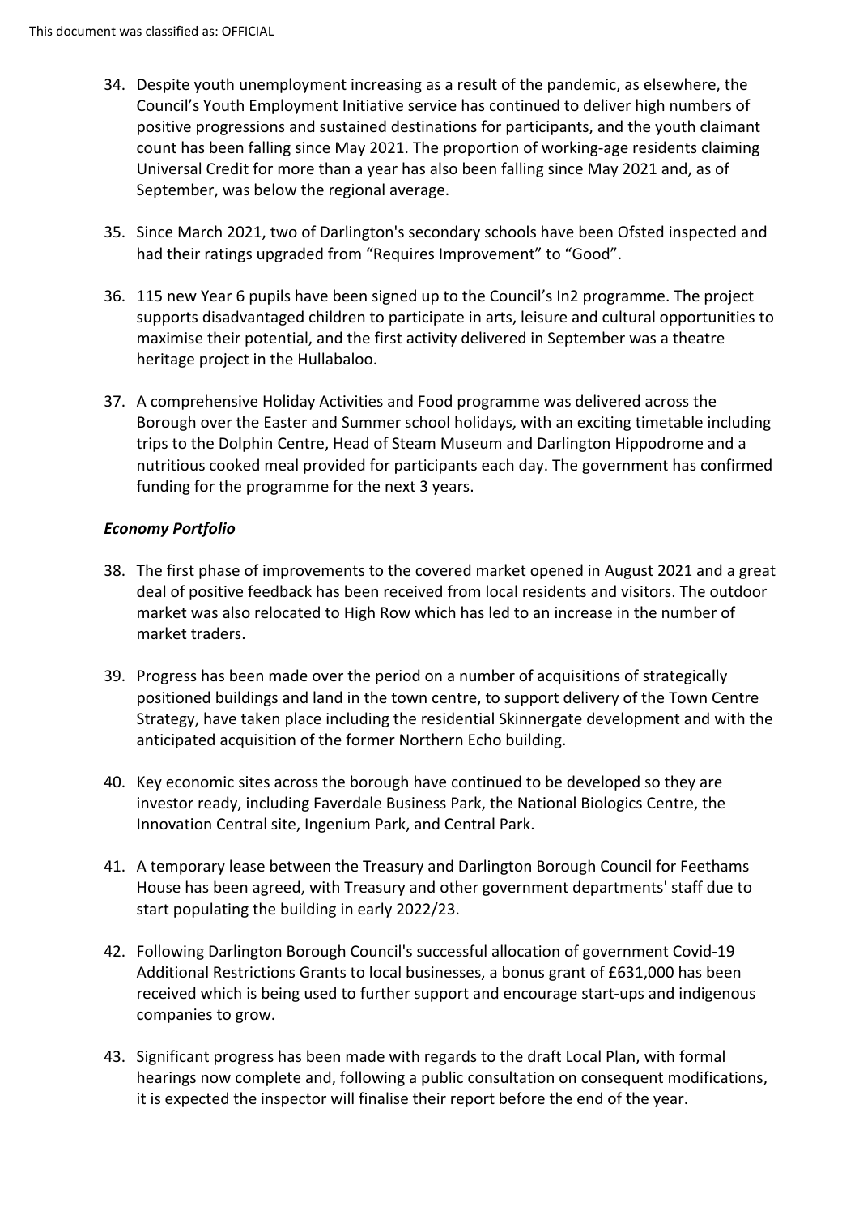34. Despite youth unemployment increasing as a result of the pandemic, as elsewhere, the Council's Youth Employment Initiative service has continued to deliver high numbers of positive progressions and sustained destinations for participants, and the youth claimant count has been falling since May 2021. The proportion of working-age residents claiming Universal Credit for more than a year has also been falling since May 2021 and, as of September, was below the regional average.

35. Since March 2021, two of Darlington's secondary schools have been Ofsted inspected and had their ratings upgraded from "Requires Improvement" to "Good".

36. 115 new Year 6 pupils have been signed up to the Council's In2 programme. The project supports disadvantaged children to participate in arts, leisure and cultural opportunities to maximise their potential, and the first activity delivered in September was a theatre heritage project in the Hullabaloo.

37. A comprehensive Holiday Activities and Food programme was delivered across the Borough over the Easter and Summer school holidays, with an exciting timetable including trips to the Dolphin Centre, Head of Steam Museum and Darlington Hippodrome and a nutritious cooked meal provided for participants each day. The government has confirmed funding for the programme for the next 3 years.

***Economy Portfolio***

38. The first phase of improvements to the covered market opened in August 2021 and a great deal of positive feedback has been received from local residents and visitors. The outdoor market was also relocated to High Row which has led to an increase in the number of market traders.

39. Progress has been made over the period on a number of acquisitions of strategically positioned buildings and land in the town centre, to support delivery of the Town Centre Strategy, have taken place including the residential Skinnergate development and with the anticipated acquisition of the former Northern Echo building.

40. Key economic sites across the borough have continued to be developed so they are investor ready, including Faverdale Business Park, the National Biologics Centre, the Innovation Central site, Ingenium Park, and Central Park.

41. A temporary lease between the Treasury and Darlington Borough Council for Feethams House has been agreed, with Treasury and other government departments' staff due to start populating the building in early 2022/23.

42. Following Darlington Borough Council's successful allocation of government Covid-19 Additional Restrictions Grants to local businesses, a bonus grant of £631,000 has been received which is being used to further support and encourage start-ups and indigenous companies to grow.

43. Significant progress has been made with regards to the draft Local Plan, with formal hearings now complete and, following a public consultation on consequent modifications, it is expected the inspector will finalise their report before the end of the year.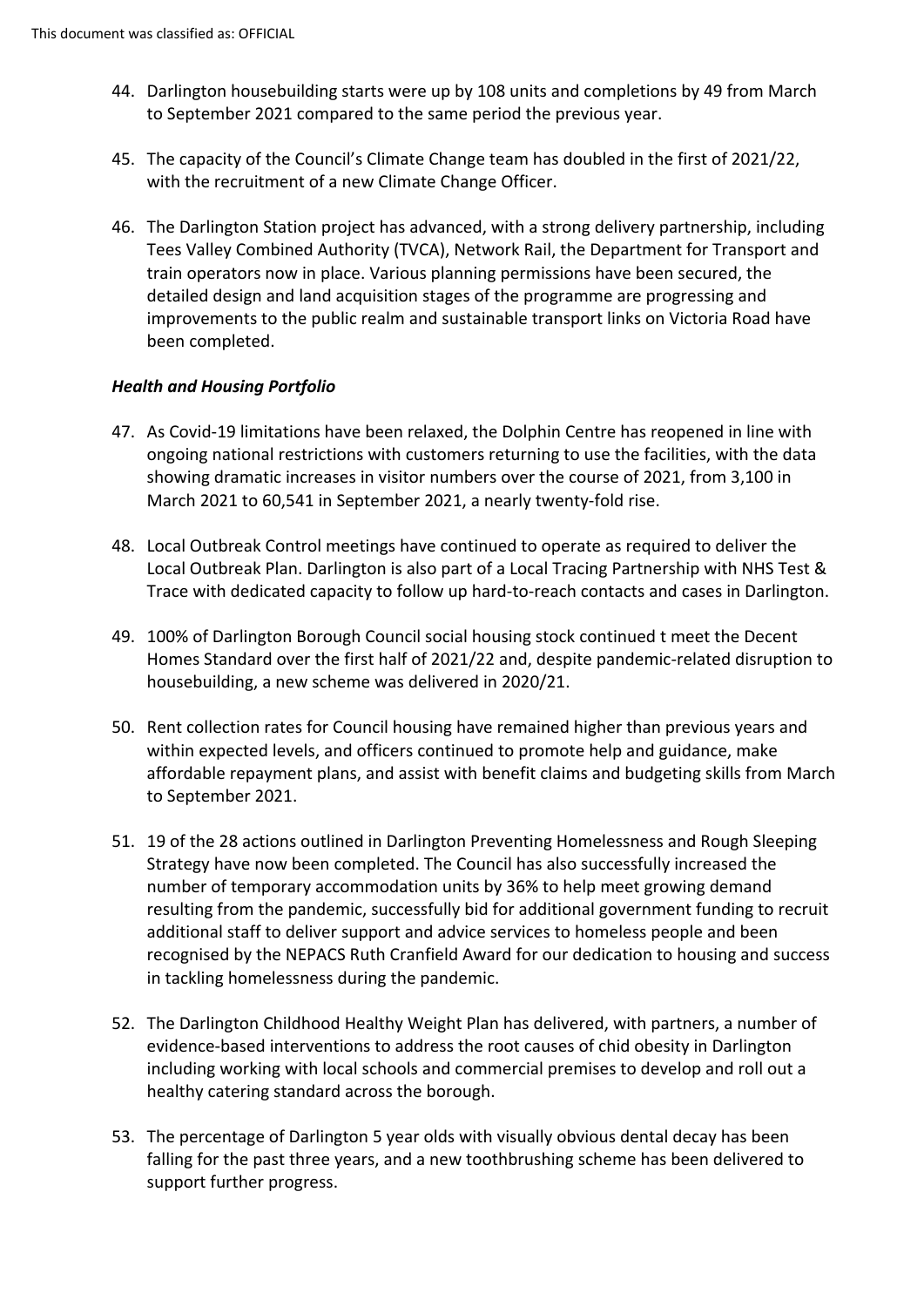44. Darlington housebuilding starts were up by 108 units and completions by 49 from March to September 2021 compared to the same period the previous year.

45. The capacity of the Council's Climate Change team has doubled in the first of 2021/22, with the recruitment of a new Climate Change Officer.

46. The Darlington Station project has advanced, with a strong delivery partnership, including Tees Valley Combined Authority (TVCA), Network Rail, the Department for Transport and train operators now in place. Various planning permissions have been secured, the detailed design and land acquisition stages of the programme are progressing and improvements to the public realm and sustainable transport links on Victoria Road have been completed.

***Health and Housing Portfolio***

47. As Covid-19 limitations have been relaxed, the Dolphin Centre has reopened in line with ongoing national restrictions with customers returning to use the facilities, with the data showing dramatic increases in visitor numbers over the course of 2021, from 3,100 in March 2021 to 60,541 in September 2021, a nearly twenty-fold rise.

48. Local Outbreak Control meetings have continued to operate as required to deliver the Local Outbreak Plan. Darlington is also part of a Local Tracing Partnership with NHS Test & Trace with dedicated capacity to follow up hard-to-reach contacts and cases in Darlington.

49. 100% of Darlington Borough Council social housing stock continued t meet the Decent Homes Standard over the first half of 2021/22 and, despite pandemic-related disruption to housebuilding, a new scheme was delivered in 2020/21.

50. Rent collection rates for Council housing have remained higher than previous years and within expected levels, and officers continued to promote help and guidance, make affordable repayment plans, and assist with benefit claims and budgeting skills from March to September 2021.

51. 19 of the 28 actions outlined in Darlington Preventing Homelessness and Rough Sleeping Strategy have now been completed. The Council has also successfully increased the number of temporary accommodation units by 36% to help meet growing demand resulting from the pandemic, successfully bid for additional government funding to recruit additional staff to deliver support and advice services to homeless people and been recognised by the NEPACS Ruth Cranfield Award for our dedication to housing and success in tackling homelessness during the pandemic.

52. The Darlington Childhood Healthy Weight Plan has delivered, with partners, a number of evidence-based interventions to address the root causes of chid obesity in Darlington including working with local schools and commercial premises to develop and roll out a healthy catering standard across the borough.

53. The percentage of Darlington 5 year olds with visually obvious dental decay has been falling for the past three years, and a new toothbrushing scheme has been delivered to support further progress.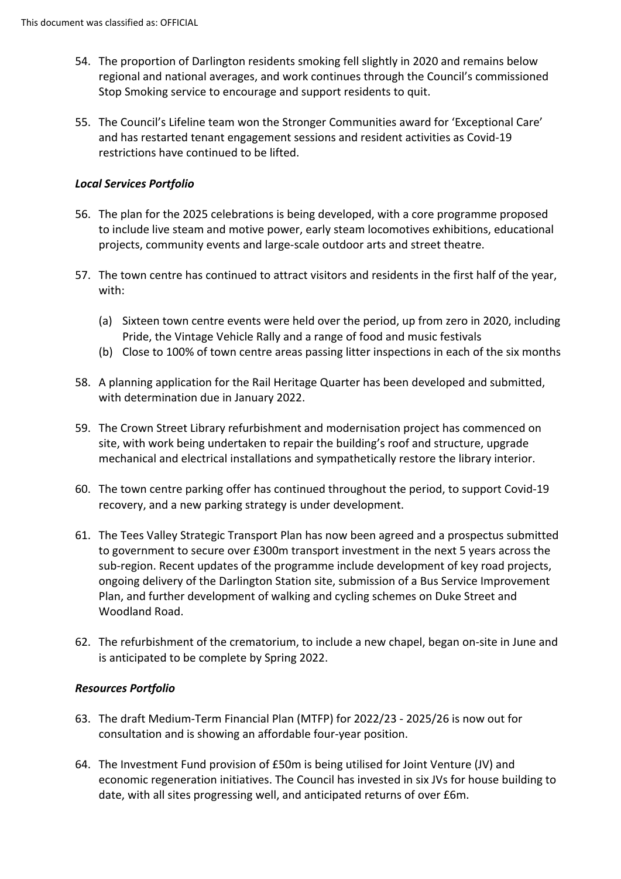54. The proportion of Darlington residents smoking fell slightly in 2020 and remains below regional and national averages, and work continues through the Council's commissioned Stop Smoking service to encourage and support residents to quit.

55. The Council's Lifeline team won the Stronger Communities award for 'Exceptional Care' and has restarted tenant engagement sessions and resident activities as Covid-19 restrictions have continued to be lifted.

***Local Services Portfolio***

56. The plan for the 2025 celebrations is being developed, with a core programme proposed to include live steam and motive power, early steam locomotives exhibitions, educational projects, community events and large-scale outdoor arts and street theatre.

57. The town centre has continued to attract visitors and residents in the first half of the year, with:

    (a) Sixteen town centre events were held over the period, up from zero in 2020, including Pride, the Vintage Vehicle Rally and a range of food and music festivals
    (b) Close to 100% of town centre areas passing litter inspections in each of the six months

58. A planning application for the Rail Heritage Quarter has been developed and submitted, with determination due in January 2022.

59. The Crown Street Library refurbishment and modernisation project has commenced on site, with work being undertaken to repair the building's roof and structure, upgrade mechanical and electrical installations and sympathetically restore the library interior.

60. The town centre parking offer has continued throughout the period, to support Covid-19 recovery, and a new parking strategy is under development.

61. The Tees Valley Strategic Transport Plan has now been agreed and a prospectus submitted to government to secure over £300m transport investment in the next 5 years across the sub-region. Recent updates of the programme include development of key road projects, ongoing delivery of the Darlington Station site, submission of a Bus Service Improvement Plan, and further development of walking and cycling schemes on Duke Street and Woodland Road.

62. The refurbishment of the crematorium, to include a new chapel, began on-site in June and is anticipated to be complete by Spring 2022.

***Resources Portfolio***

63. The draft Medium-Term Financial Plan (MTFP) for 2022/23 - 2025/26 is now out for consultation and is showing an affordable four-year position.

64. The Investment Fund provision of £50m is being utilised for Joint Venture (JV) and economic regeneration initiatives. The Council has invested in six JVs for house building to date, with all sites progressing well, and anticipated returns of over £6m.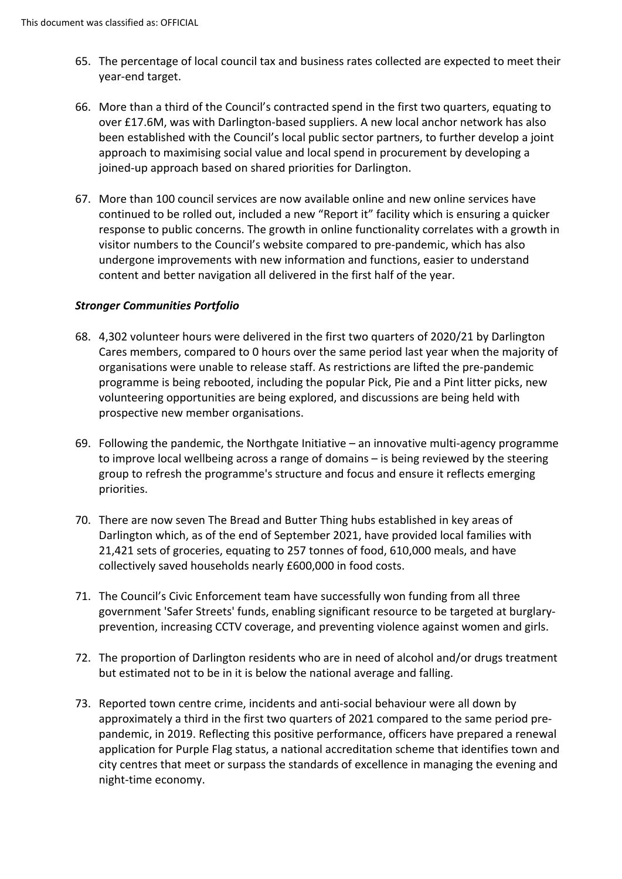65. The percentage of local council tax and business rates collected are expected to meet their year-end target.

66. More than a third of the Council's contracted spend in the first two quarters, equating to over £17.6M, was with Darlington-based suppliers. A new local anchor network has also been established with the Council's local public sector partners, to further develop a joint approach to maximising social value and local spend in procurement by developing a joined-up approach based on shared priorities for Darlington.

67. More than 100 council services are now available online and new online services have continued to be rolled out, included a new "Report it" facility which is ensuring a quicker response to public concerns. The growth in online functionality correlates with a growth in visitor numbers to the Council's website compared to pre-pandemic, which has also undergone improvements with new information and functions, easier to understand content and better navigation all delivered in the first half of the year.

***Stronger Communities Portfolio***

68. 4,302 volunteer hours were delivered in the first two quarters of 2020/21 by Darlington Cares members, compared to 0 hours over the same period last year when the majority of organisations were unable to release staff. As restrictions are lifted the pre-pandemic programme is being rebooted, including the popular Pick, Pie and a Pint litter picks, new volunteering opportunities are being explored, and discussions are being held with prospective new member organisations.

69. Following the pandemic, the Northgate Initiative – an innovative multi-agency programme to improve local wellbeing across a range of domains – is being reviewed by the steering group to refresh the programme's structure and focus and ensure it reflects emerging priorities.

70. There are now seven The Bread and Butter Thing hubs established in key areas of Darlington which, as of the end of September 2021, have provided local families with 21,421 sets of groceries, equating to 257 tonnes of food, 610,000 meals, and have collectively saved households nearly £600,000 in food costs.

71. The Council's Civic Enforcement team have successfully won funding from all three government 'Safer Streets' funds, enabling significant resource to be targeted at burglary-prevention, increasing CCTV coverage, and preventing violence against women and girls.

72. The proportion of Darlington residents who are in need of alcohol and/or drugs treatment but estimated not to be in it is below the national average and falling.

73. Reported town centre crime, incidents and anti-social behaviour were all down by approximately a third in the first two quarters of 2021 compared to the same period pre-pandemic, in 2019. Reflecting this positive performance, officers have prepared a renewal application for Purple Flag status, a national accreditation scheme that identifies town and city centres that meet or surpass the standards of excellence in managing the evening and night-time economy.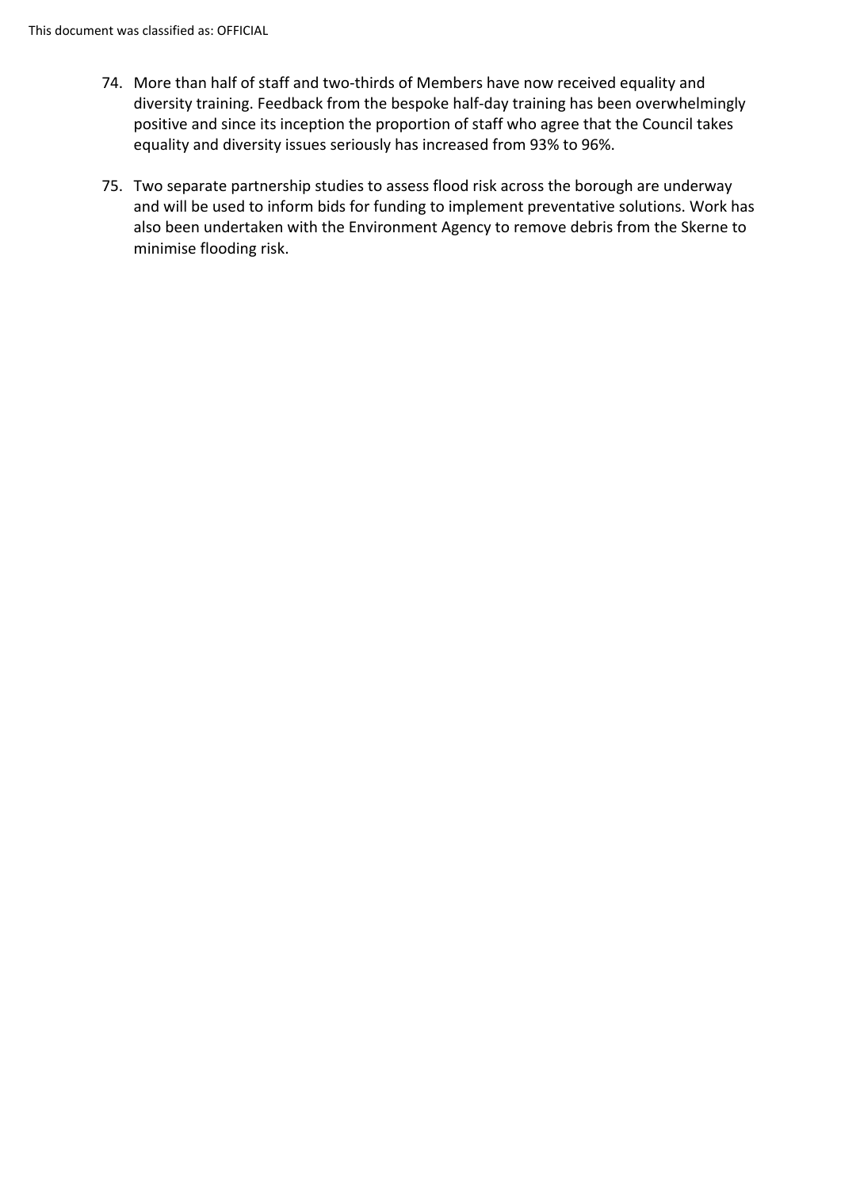74. More than half of staff and two-thirds of Members have now received equality and diversity training. Feedback from the bespoke half-day training has been overwhelmingly positive and since its inception the proportion of staff who agree that the Council takes equality and diversity issues seriously has increased from 93% to 96%.

75. Two separate partnership studies to assess flood risk across the borough are underway and will be used to inform bids for funding to implement preventative solutions. Work has also been undertaken with the Environment Agency to remove debris from the Skerne to minimise flooding risk.